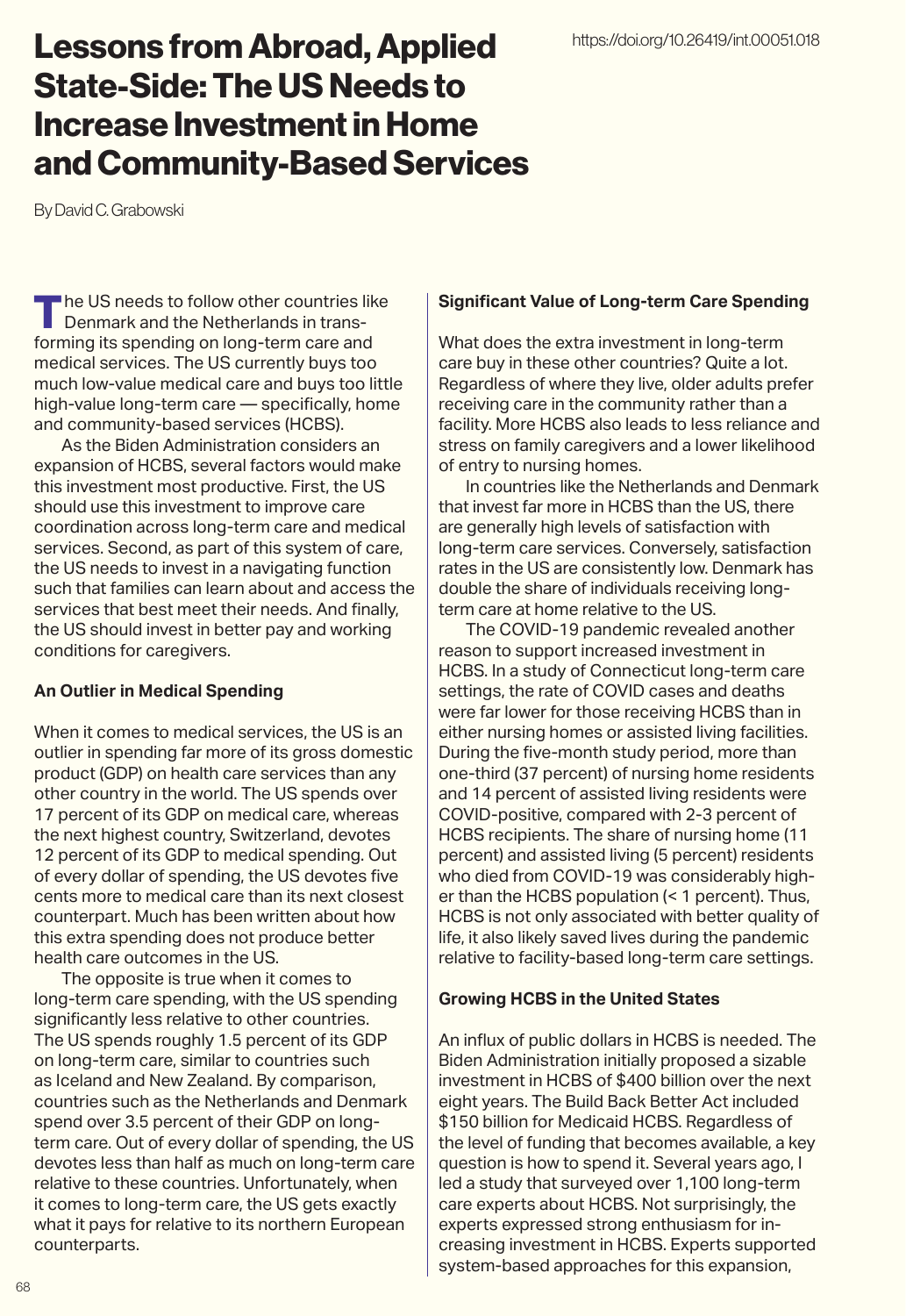# Lessons from Abroad, Applied State-Side: The US Needs to Increase Investment in Home and Community-Based Services

https://doi.org/10.26419/int.00051.018

By David C. Grabowski

The US needs to follow other countries like Denmark and the Netherlands in transforming its spending on long-term care and medical services. The US currently buys too much low-value medical care and buys too little high-value long-term care — specifically, home and community-based services (HCBS).

As the Biden Administration considers an expansion of HCBS, several factors would make this investment most productive. First, the US should use this investment to improve care coordination across long-term care and medical services. Second, as part of this system of care, the US needs to invest in a navigating function such that families can learn about and access the services that best meet their needs. And finally, the US should invest in better pay and working conditions for caregivers.

**An Outlier in Medical Spending**

When it comes to medical services, the US is an outlier in spending far more of its gross domestic product (GDP) on health care services than any other country in the world. The US spends over 17 percent of its GDP on medical care, whereas the next highest country, Switzerland, devotes 12 percent of its GDP to medical spending. Out of every dollar of spending, the US devotes five cents more to medical care than its next closest counterpart. Much has been written about how this extra spending does not produce better health care outcomes in the US.

The opposite is true when it comes to long-term care spending, with the US spending significantly less relative to other countries. The US spends roughly 1.5 percent of its GDP on long-term care, similar to countries such as Iceland and New Zealand. By comparison, countries such as the Netherlands and Denmark spend over 3.5 percent of their GDP on long-term care. Out of every dollar of spending, the US devotes less than half as much on long-term care relative to these countries. Unfortunately, when it comes to long-term care, the US gets exactly what it pays for relative to its northern European counterparts.

**Significant Value of Long-term Care Spending**

What does the extra investment in long-term care buy in these other countries? Quite a lot. Regardless of where they live, older adults prefer receiving care in the community rather than a facility. More HCBS also leads to less reliance and stress on family caregivers and a lower likelihood of entry to nursing homes.

In countries like the Netherlands and Denmark that invest far more in HCBS than the US, there are generally high levels of satisfaction with long-term care services. Conversely, satisfaction rates in the US are consistently low. Denmark has double the share of individuals receiving long-term care at home relative to the US.

The COVID-19 pandemic revealed another reason to support increased investment in HCBS. In a study of Connecticut long-term care settings, the rate of COVID cases and deaths were far lower for those receiving HCBS than in either nursing homes or assisted living facilities. During the five-month study period, more than one-third (37 percent) of nursing home residents and 14 percent of assisted living residents were COVID-positive, compared with 2-3 percent of HCBS recipients. The share of nursing home (11 percent) and assisted living (5 percent) residents who died from COVID-19 was considerably higher than the HCBS population (< 1 percent). Thus, HCBS is not only associated with better quality of life, it also likely saved lives during the pandemic relative to facility-based long-term care settings.

**Growing HCBS in the United States**

An influx of public dollars in HCBS is needed. The Biden Administration initially proposed a sizable investment in HCBS of $400 billion over the next eight years. The Build Back Better Act included $150 billion for Medicaid HCBS. Regardless of the level of funding that becomes available, a key question is how to spend it. Several years ago, I led a study that surveyed over 1,100 long-term care experts about HCBS. Not surprisingly, the experts expressed strong enthusiasm for increasing investment in HCBS. Experts supported system-based approaches for this expansion,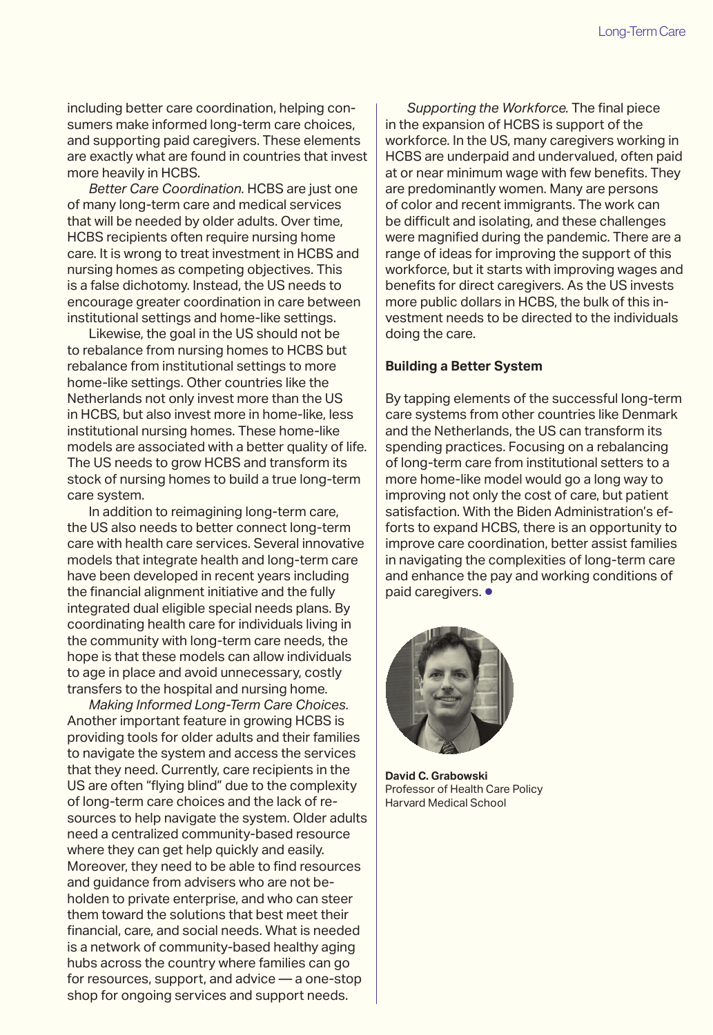including better care coordination, helping consumers make informed long-term care choices, and supporting paid caregivers. These elements are exactly what are found in countries that invest more heavily in HCBS.

*Better Care Coordination.* HCBS are just one of many long-term care and medical services that will be needed by older adults. Over time, HCBS recipients often require nursing home care. It is wrong to treat investment in HCBS and nursing homes as competing objectives. This is a false dichotomy. Instead, the US needs to encourage greater coordination in care between institutional settings and home-like settings.

Likewise, the goal in the US should not be to rebalance from nursing homes to HCBS but rebalance from institutional settings to more home-like settings. Other countries like the Netherlands not only invest more than the US in HCBS, but also invest more in home-like, less institutional nursing homes. These home-like models are associated with a better quality of life. The US needs to grow HCBS and transform its stock of nursing homes to build a true long-term care system.

In addition to reimagining long-term care, the US also needs to better connect long-term care with health care services. Several innovative models that integrate health and long-term care have been developed in recent years including the financial alignment initiative and the fully integrated dual eligible special needs plans. By coordinating health care for individuals living in the community with long-term care needs, the hope is that these models can allow individuals to age in place and avoid unnecessary, costly transfers to the hospital and nursing home.

*Making Informed Long-Term Care Choices.* Another important feature in growing HCBS is providing tools for older adults and their families to navigate the system and access the services that they need. Currently, care recipients in the US are often "flying blind" due to the complexity of long-term care choices and the lack of resources to help navigate the system. Older adults need a centralized community-based resource where they can get help quickly and easily. Moreover, they need to be able to find resources and guidance from advisers who are not beholden to private enterprise, and who can steer them toward the solutions that best meet their financial, care, and social needs. What is needed is a network of community-based healthy aging hubs across the country where families can go for resources, support, and advice — a one-stop shop for ongoing services and support needs.

*Supporting the Workforce.* The final piece in the expansion of HCBS is support of the workforce. In the US, many caregivers working in HCBS are underpaid and undervalued, often paid at or near minimum wage with few benefits. They are predominantly women. Many are persons of color and recent immigrants. The work can be difficult and isolating, and these challenges were magnified during the pandemic. There are a range of ideas for improving the support of this workforce, but it starts with improving wages and benefits for direct caregivers. As the US invests more public dollars in HCBS, the bulk of this investment needs to be directed to the individuals doing the care.

**Building a Better System**

By tapping elements of the successful long-term care systems from other countries like Denmark and the Netherlands, the US can transform its spending practices. Focusing on a rebalancing of long-term care from institutional setters to a more home-like model would go a long way to improving not only the cost of care, but patient satisfaction. With the Biden Administration's efforts to expand HCBS, there is an opportunity to improve care coordination, better assist families in navigating the complexities of long-term care and enhance the pay and working conditions of paid caregivers.

**David C. Grabowski**
Professor of Health Care Policy
Harvard Medical School